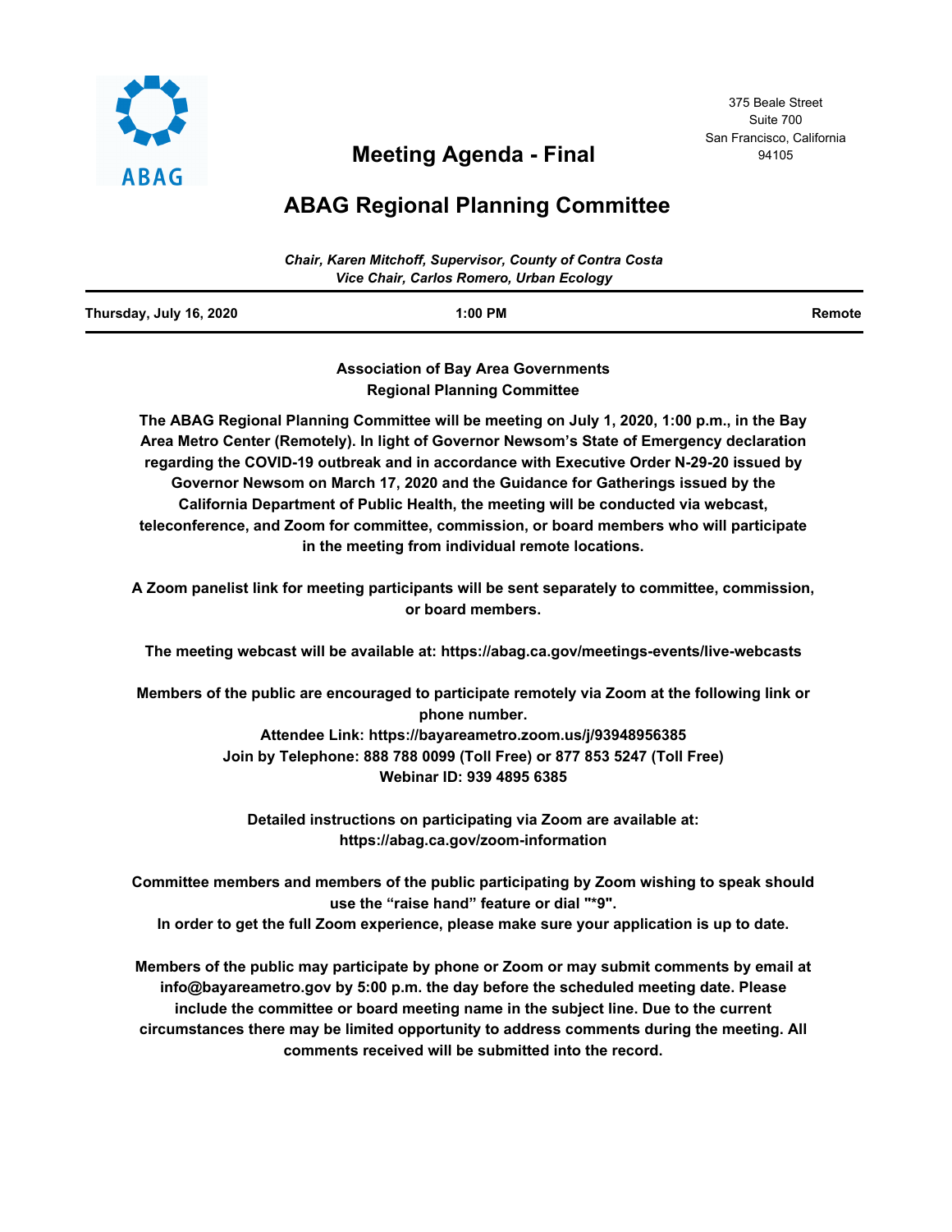ABAG

375 Beale Street
Suite 700
San Francisco, California
94105

# Meeting Agenda - Final

# ABAG Regional Planning Committee

*Chair, Karen Mitchoff, Supervisor, County of Contra Costa*
*Vice Chair, Carlos Romero, Urban Ecology*

| Thursday, July 16, 2020 | 1:00 PM | Remote |
|---|---|---|

**Association of Bay Area Governments**
**Regional Planning Committee**

**The ABAG Regional Planning Committee will be meeting on July 1, 2020, 1:00 p.m., in the Bay Area Metro Center (Remotely). In light of Governor Newsom's State of Emergency declaration regarding the COVID-19 outbreak and in accordance with Executive Order N-29-20 issued by Governor Newsom on March 17, 2020 and the Guidance for Gatherings issued by the California Department of Public Health, the meeting will be conducted via webcast, teleconference, and Zoom for committee, commission, or board members who will participate in the meeting from individual remote locations.**

**A Zoom panelist link for meeting participants will be sent separately to committee, commission, or board members.**

**The meeting webcast will be available at: https://abag.ca.gov/meetings-events/live-webcasts**

**Members of the public are encouraged to participate remotely via Zoom at the following link or phone number.**
**Attendee Link: https://bayareametro.zoom.us/j/93948956385**
**Join by Telephone: 888 788 0099 (Toll Free) or 877 853 5247 (Toll Free)**
**Webinar ID: 939 4895 6385**

**Detailed instructions on participating via Zoom are available at: https://abag.ca.gov/zoom-information**

**Committee members and members of the public participating by Zoom wishing to speak should use the "raise hand" feature or dial "*9".**
**In order to get the full Zoom experience, please make sure your application is up to date.**

**Members of the public may participate by phone or Zoom or may submit comments by email at info@bayareametro.gov by 5:00 p.m. the day before the scheduled meeting date. Please include the committee or board meeting name in the subject line. Due to the current circumstances there may be limited opportunity to address comments during the meeting. All comments received will be submitted into the record.**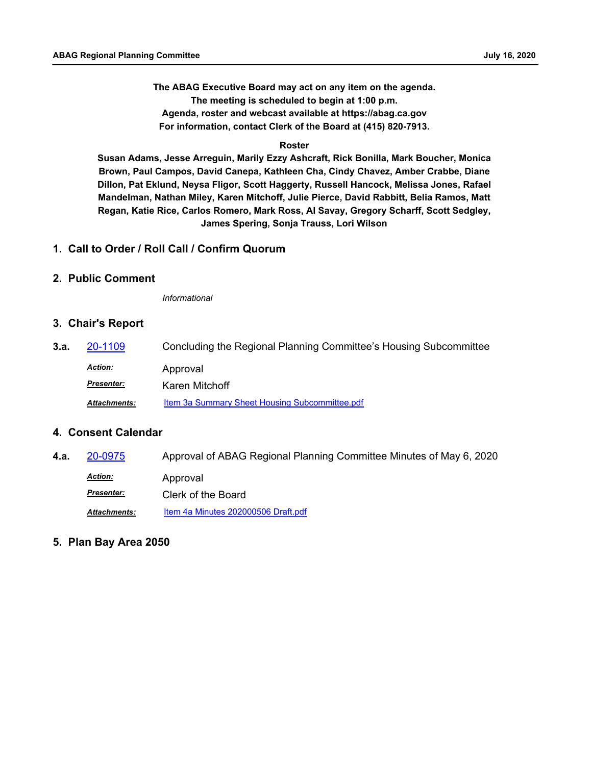**The ABAG Executive Board may act on any item on the agenda.**
**The meeting is scheduled to begin at 1:00 p.m.**
**Agenda, roster and webcast available at https://abag.ca.gov**
**For information, contact Clerk of the Board at (415) 820-7913.**

**Roster**

**Susan Adams, Jesse Arreguin, Marily Ezzy Ashcraft, Rick Bonilla, Mark Boucher, Monica Brown, Paul Campos, David Canepa, Kathleen Cha, Cindy Chavez, Amber Crabbe, Diane Dillon, Pat Eklund, Neysa Fligor, Scott Haggerty, Russell Hancock, Melissa Jones, Rafael Mandelman, Nathan Miley, Karen Mitchoff, Julie Pierce, David Rabbitt, Belia Ramos, Matt Regan, Katie Rice, Carlos Romero, Mark Ross, Al Savay, Gregory Scharff, Scott Sedgley, James Spering, Sonja Trauss, Lori Wilson**

## 1. Call to Order / Roll Call / Confirm Quorum

## 2. Public Comment

*Informational*

## 3. Chair's Report

**3.a.** 20-1109 Concluding the Regional Planning Committee's Housing Subcommittee

***Action:*** Approval

***Presenter:*** Karen Mitchoff

***Attachments:*** Item 3a Summary Sheet Housing Subcommittee.pdf

## 4. Consent Calendar

**4.a.** 20-0975 Approval of ABAG Regional Planning Committee Minutes of May 6, 2020

***Action:*** Approval

***Presenter:*** Clerk of the Board

***Attachments:*** Item 4a Minutes 202000506 Draft.pdf

## 5. Plan Bay Area 2050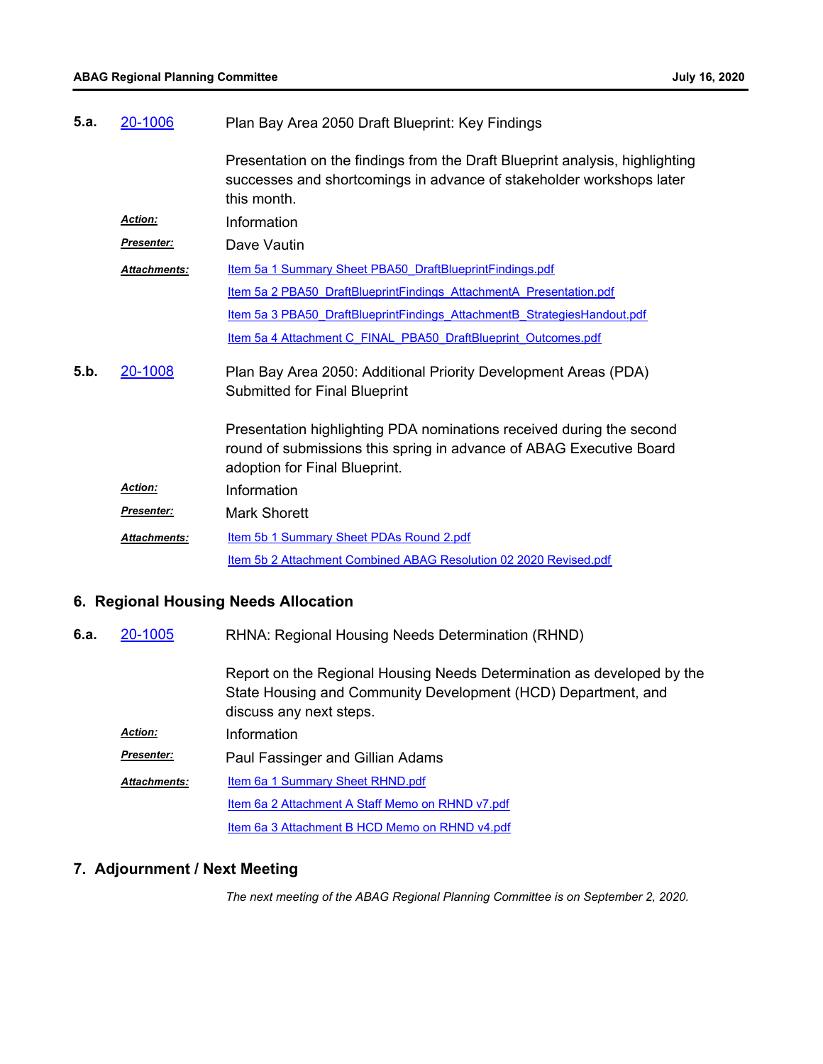**5.a.** 20-1006 Plan Bay Area 2050 Draft Blueprint: Key Findings

Presentation on the findings from the Draft Blueprint analysis, highlighting successes and shortcomings in advance of stakeholder workshops later this month.

***Action:*** Information

***Presenter:*** Dave Vautin

***Attachments:*** Item 5a 1 Summary Sheet PBA50_DraftBlueprintFindings.pdf

Item 5a 2 PBA50_DraftBlueprintFindings_AttachmentA_Presentation.pdf

Item 5a 3 PBA50_DraftBlueprintFindings_AttachmentB_StrategiesHandout.pdf

Item 5a 4 Attachment C_FINAL_PBA50_DraftBlueprint_Outcomes.pdf

**5.b.** 20-1008 Plan Bay Area 2050: Additional Priority Development Areas (PDA) Submitted for Final Blueprint

Presentation highlighting PDA nominations received during the second round of submissions this spring in advance of ABAG Executive Board adoption for Final Blueprint.

***Action:*** Information

***Presenter:*** Mark Shorett

***Attachments:*** Item 5b 1 Summary Sheet PDAs Round 2.pdf

Item 5b 2 Attachment Combined ABAG Resolution 02 2020 Revised.pdf

## 6. Regional Housing Needs Allocation

**6.a.** 20-1005 RHNA: Regional Housing Needs Determination (RHND)

Report on the Regional Housing Needs Determination as developed by the State Housing and Community Development (HCD) Department, and discuss any next steps.

***Action:*** Information

***Presenter:*** Paul Fassinger and Gillian Adams

***Attachments:*** Item 6a 1 Summary Sheet RHND.pdf

Item 6a 2 Attachment A Staff Memo on RHND v7.pdf

Item 6a 3 Attachment B HCD Memo on RHND v4.pdf

## 7. Adjournment / Next Meeting

*The next meeting of the ABAG Regional Planning Committee is on September 2, 2020.*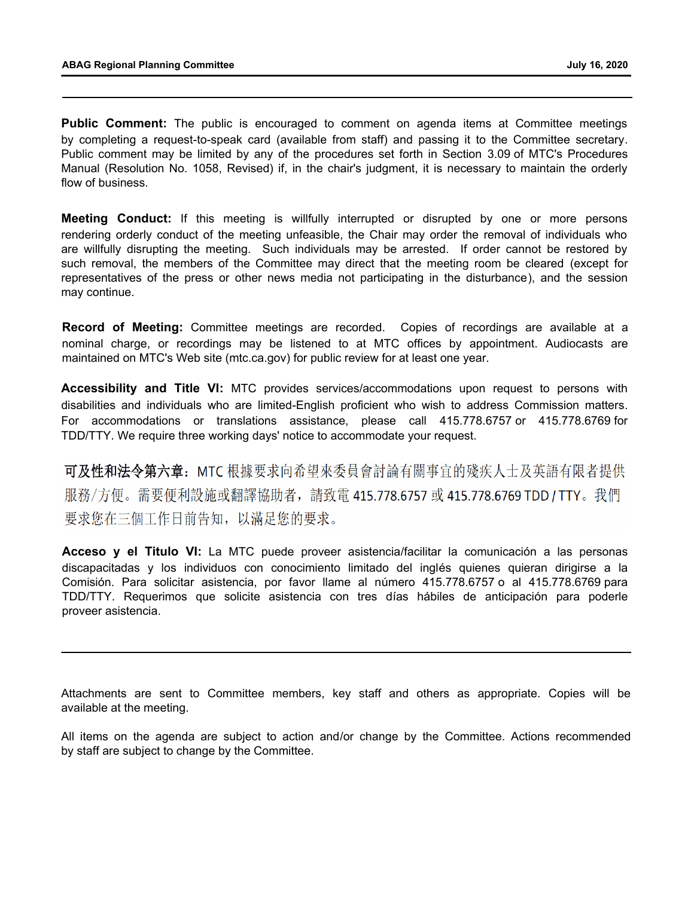**Public Comment:** The public is encouraged to comment on agenda items at Committee meetings by completing a request-to-speak card (available from staff) and passing it to the Committee secretary. Public comment may be limited by any of the procedures set forth in Section 3.09 of MTC's Procedures Manual (Resolution No. 1058, Revised) if, in the chair's judgment, it is necessary to maintain the orderly flow of business.

**Meeting Conduct:** If this meeting is willfully interrupted or disrupted by one or more persons rendering orderly conduct of the meeting unfeasible, the Chair may order the removal of individuals who are willfully disrupting the meeting. Such individuals may be arrested. If order cannot be restored by such removal, the members of the Committee may direct that the meeting room be cleared (except for representatives of the press or other news media not participating in the disturbance), and the session may continue.

**Record of Meeting:** Committee meetings are recorded. Copies of recordings are available at a nominal charge, or recordings may be listened to at MTC offices by appointment. Audiocasts are maintained on MTC's Web site (mtc.ca.gov) for public review for at least one year.

**Accessibility and Title VI:** MTC provides services/accommodations upon request to persons with disabilities and individuals who are limited-English proficient who wish to address Commission matters. For accommodations or translations assistance, please call 415.778.6757 or 415.778.6769 for TDD/TTY. We require three working days' notice to accommodate your request.

**可及性和法令第六章**：MTC 根據要求向希望來委員會討論有關事宜的殘疾人士及英語有限者提供服務/方便。需要便利設施或翻譯協助者，請致電 415.778.6757 或 415.778.6769 TDD / TTY。我們要求您在三個工作日前告知，以滿足您的要求。

**Acceso y el Titulo VI:** La MTC puede proveer asistencia/facilitar la comunicación a las personas discapacitadas y los individuos con conocimiento limitado del inglés quienes quieran dirigirse a la Comisión. Para solicitar asistencia, por favor llame al número 415.778.6757 o al 415.778.6769 para TDD/TTY. Requerimos que solicite asistencia con tres días hábiles de anticipación para poderle proveer asistencia.

---

Attachments are sent to Committee members, key staff and others as appropriate. Copies will be available at the meeting.

All items on the agenda are subject to action and/or change by the Committee. Actions recommended by staff are subject to change by the Committee.